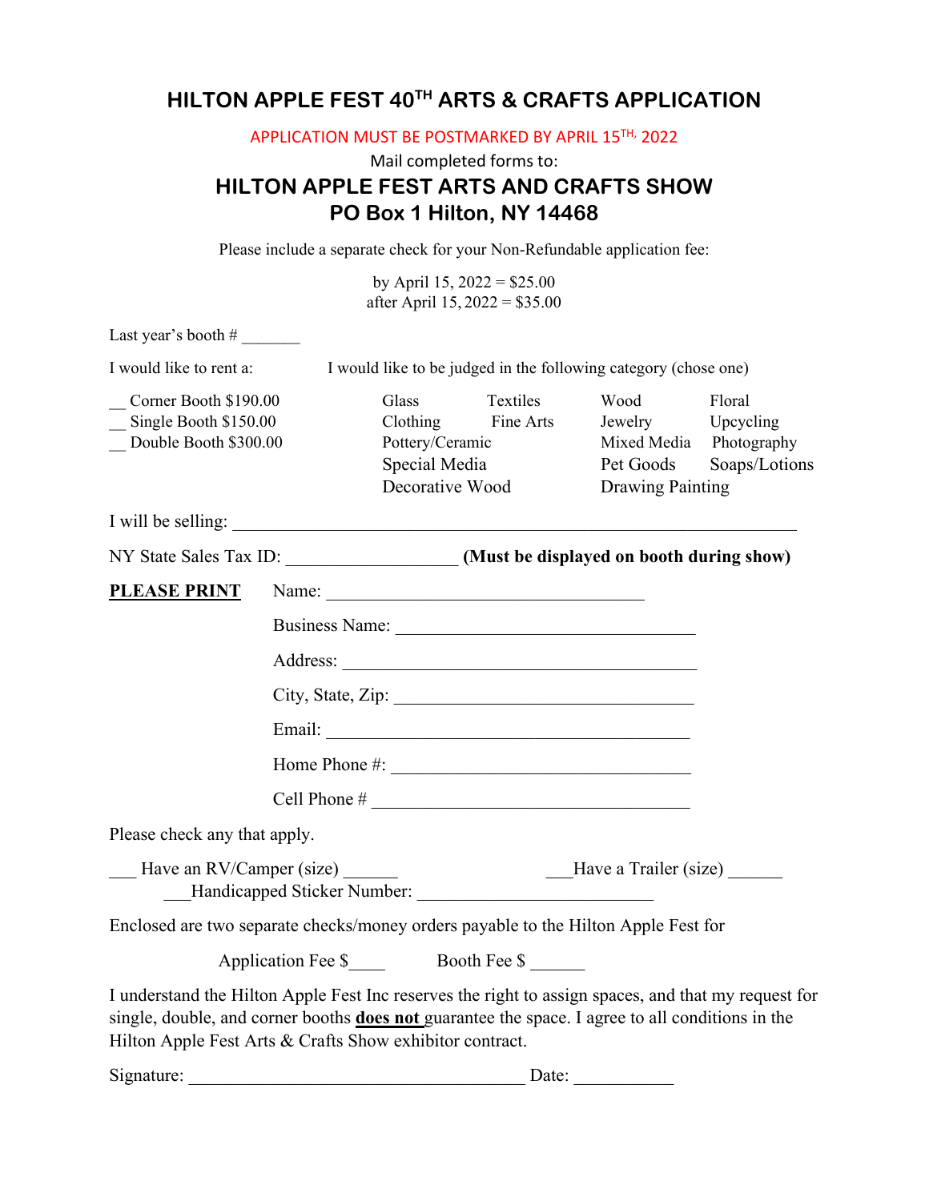# HILTON APPLE FEST 40TH ARTS & CRAFTS APPLICATION

APPLICATION MUST BE POSTMARKED BY APRIL 15TH, 2022

Mail completed forms to:

## HILTON APPLE FEST ARTS AND CRAFTS SHOW
## PO Box 1 Hilton, NY 14468

Please include a separate check for your Non-Refundable application fee:

by April 15, 2022 = $25.00
after April 15, 2022 = $35.00

Last year's booth # _______

I would like to rent a:

__ Corner Booth $190.00
__ Single Booth $150.00
__ Double Booth $300.00

I would like to be judged in the following category (chose one)

| | | | |
|---|---|---|---|
| Glass | Textiles | Wood | Floral |
| Clothing | Fine Arts | Jewelry | Upcycling |
| Pottery/Ceramic | | Mixed Media | Photography |
| Special Media | | Pet Goods | Soaps/Lotions |
| Decorative Wood | | Drawing Painting | |

I will be selling: ____________________________________________________________

NY State Sales Tax ID: __________________ **(Must be displayed on booth during show)**

**PLEASE PRINT**

Name: ____________________________________

Business Name: ________________________________

Address: ________________________________________

City, State, Zip: __________________________________

Email: __________________________________________

Home Phone #: __________________________________

Cell Phone # ____________________________________

Please check any that apply.

___ Have an RV/Camper (size) ______ ___Have a Trailer (size) ______

___Handicapped Sticker Number: _________________________

Enclosed are two separate checks/money orders payable to the Hilton Apple Fest for

Application Fee $____ Booth Fee $ ______

I understand the Hilton Apple Fest Inc reserves the right to assign spaces, and that my request for single, double, and corner booths **does not** guarantee the space. I agree to all conditions in the Hilton Apple Fest Arts & Crafts Show exhibitor contract.

Signature: ____________________________________ Date: ___________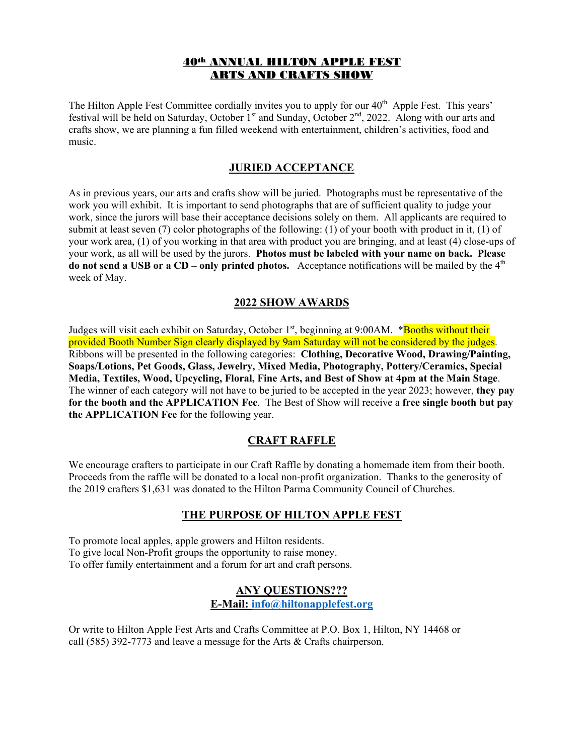# 40th ANNUAL HILTON APPLE FEST ARTS AND CRAFTS SHOW

The Hilton Apple Fest Committee cordially invites you to apply for our 40th Apple Fest. This years' festival will be held on Saturday, October 1st and Sunday, October 2nd, 2022. Along with our arts and crafts show, we are planning a fun filled weekend with entertainment, children's activities, food and music.

## JURIED ACCEPTANCE

As in previous years, our arts and crafts show will be juried. Photographs must be representative of the work you will exhibit. It is important to send photographs that are of sufficient quality to judge your work, since the jurors will base their acceptance decisions solely on them. All applicants are required to submit at least seven (7) color photographs of the following: (1) of your booth with product in it, (1) of your work area, (1) of you working in that area with product you are bringing, and at least (4) close-ups of your work, as all will be used by the jurors. **Photos must be labeled with your name on back. Please do not send a USB or a CD – only printed photos.** Acceptance notifications will be mailed by the 4th week of May.

## 2022 SHOW AWARDS

Judges will visit each exhibit on Saturday, October 1st, beginning at 9:00AM. *Booths without their provided Booth Number Sign clearly displayed by 9am Saturday will not be considered by the judges. Ribbons will be presented in the following categories: **Clothing, Decorative Wood, Drawing/Painting, Soaps/Lotions, Pet Goods, Glass, Jewelry, Mixed Media, Photography, Pottery/Ceramics, Special Media, Textiles, Wood, Upcycling, Floral, Fine Arts, and Best of Show at 4pm at the Main Stage**. The winner of each category will not have to be juried to be accepted in the year 2023; however, **they pay for the booth and the APPLICATION Fee**. The Best of Show will receive a **free single booth but pay the APPLICATION Fee** for the following year.

## CRAFT RAFFLE

We encourage crafters to participate in our Craft Raffle by donating a homemade item from their booth. Proceeds from the raffle will be donated to a local non-profit organization. Thanks to the generosity of the 2019 crafters $1,631 was donated to the Hilton Parma Community Council of Churches.

## THE PURPOSE OF HILTON APPLE FEST

To promote local apples, apple growers and Hilton residents.
To give local Non-Profit groups the opportunity to raise money.
To offer family entertainment and a forum for art and craft persons.

## ANY QUESTIONS???
**E-Mail: info@hiltonapplefest.org**

Or write to Hilton Apple Fest Arts and Crafts Committee at P.O. Box 1, Hilton, NY 14468 or call (585) 392-7773 and leave a message for the Arts & Crafts chairperson.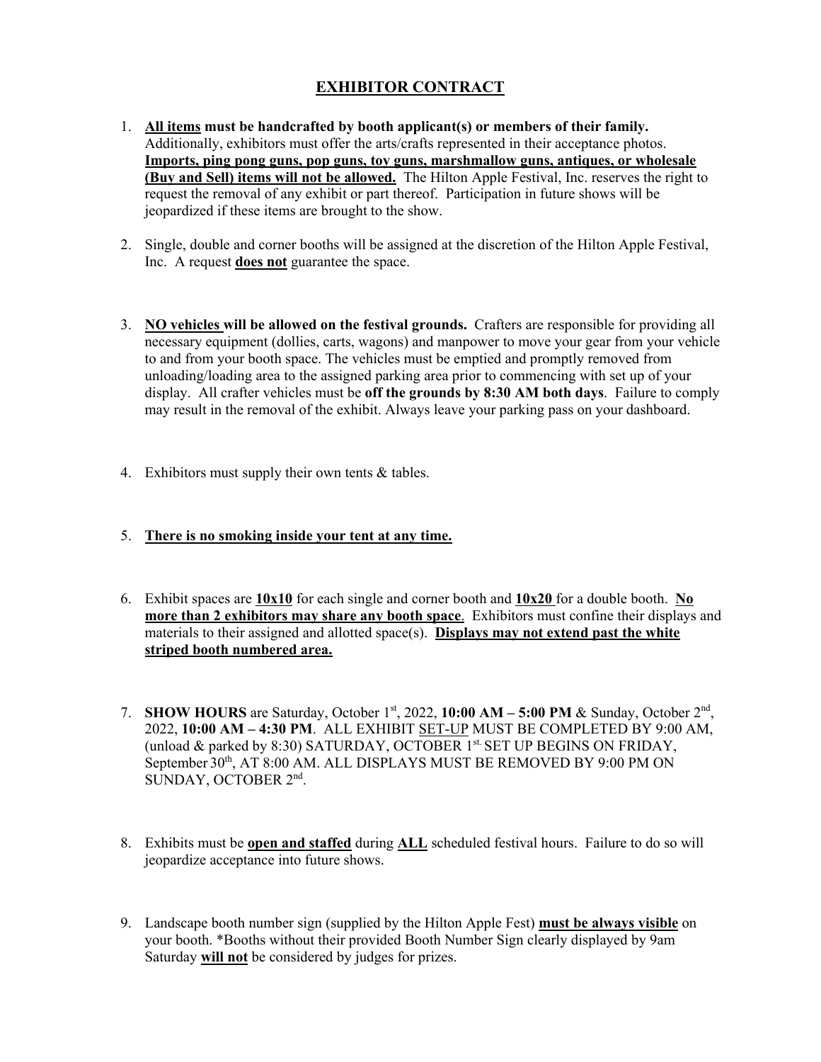# EXHIBITOR CONTRACT

1. **All items must be handcrafted by booth applicant(s) or members of their family.** Additionally, exhibitors must offer the arts/crafts represented in their acceptance photos. **Imports, ping pong guns, pop guns, toy guns, marshmallow guns, antiques, or wholesale (Buy and Sell) items will not be allowed.** The Hilton Apple Festival, Inc. reserves the right to request the removal of any exhibit or part thereof. Participation in future shows will be jeopardized if these items are brought to the show.

2. Single, double and corner booths will be assigned at the discretion of the Hilton Apple Festival, Inc. A request **does not** guarantee the space.

3. **NO vehicles will be allowed on the festival grounds.** Crafters are responsible for providing all necessary equipment (dollies, carts, wagons) and manpower to move your gear from your vehicle to and from your booth space. The vehicles must be emptied and promptly removed from unloading/loading area to the assigned parking area prior to commencing with set up of your display. All crafter vehicles must be **off the grounds by 8:30 AM both days**. Failure to comply may result in the removal of the exhibit. Always leave your parking pass on your dashboard.

4. Exhibitors must supply their own tents & tables.

5. **There is no smoking inside your tent at any time.**

6. Exhibit spaces are **10x10** for each single and corner booth and **10x20** for a double booth. **No more than 2 exhibitors may share any booth space**. Exhibitors must confine their displays and materials to their assigned and allotted space(s). **Displays may not extend past the white striped booth numbered area.**

7. **SHOW HOURS** are Saturday, October 1st, 2022, **10:00 AM – 5:00 PM** & Sunday, October 2nd, 2022, **10:00 AM – 4:30 PM**. ALL EXHIBIT SET-UP MUST BE COMPLETED BY 9:00 AM, (unload & parked by 8:30) SATURDAY, OCTOBER 1st. SET UP BEGINS ON FRIDAY, September 30th, AT 8:00 AM. ALL DISPLAYS MUST BE REMOVED BY 9:00 PM ON SUNDAY, OCTOBER 2nd.

8. Exhibits must be **open and staffed** during **ALL** scheduled festival hours. Failure to do so will jeopardize acceptance into future shows.

9. Landscape booth number sign (supplied by the Hilton Apple Fest) **must be always visible** on your booth. *Booths without their provided Booth Number Sign clearly displayed by 9am Saturday **will not** be considered by judges for prizes.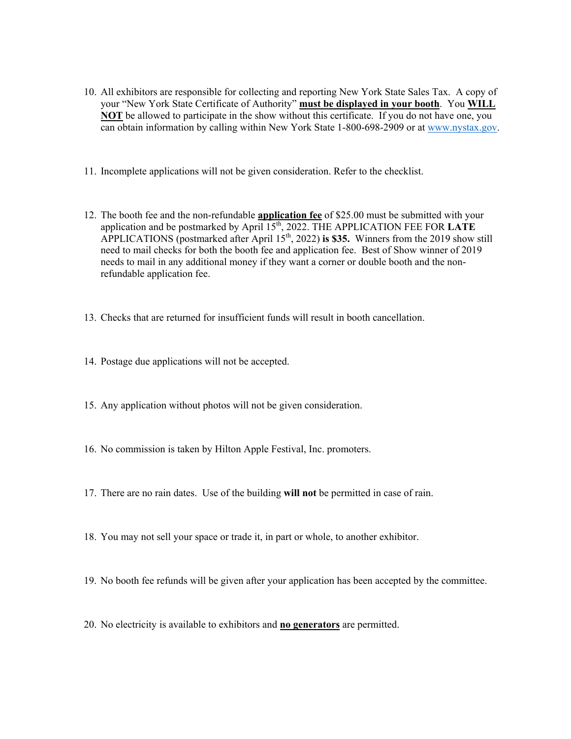10. All exhibitors are responsible for collecting and reporting New York State Sales Tax. A copy of your "New York State Certificate of Authority" **must be displayed in your booth**. You **WILL NOT** be allowed to participate in the show without this certificate. If you do not have one, you can obtain information by calling within New York State 1-800-698-2909 or at www.nystax.gov.

11. Incomplete applications will not be given consideration. Refer to the checklist.

12. The booth fee and the non-refundable **application fee** of $25.00 must be submitted with your application and be postmarked by April 15th, 2022. THE APPLICATION FEE FOR **LATE** APPLICATIONS (postmarked after April 15th, 2022) **is $35.** Winners from the 2019 show still need to mail checks for both the booth fee and application fee. Best of Show winner of 2019 needs to mail in any additional money if they want a corner or double booth and the non-refundable application fee.

13. Checks that are returned for insufficient funds will result in booth cancellation.

14. Postage due applications will not be accepted.

15. Any application without photos will not be given consideration.

16. No commission is taken by Hilton Apple Festival, Inc. promoters.

17. There are no rain dates. Use of the building **will not** be permitted in case of rain.

18. You may not sell your space or trade it, in part or whole, to another exhibitor.

19. No booth fee refunds will be given after your application has been accepted by the committee.

20. No electricity is available to exhibitors and **no generators** are permitted.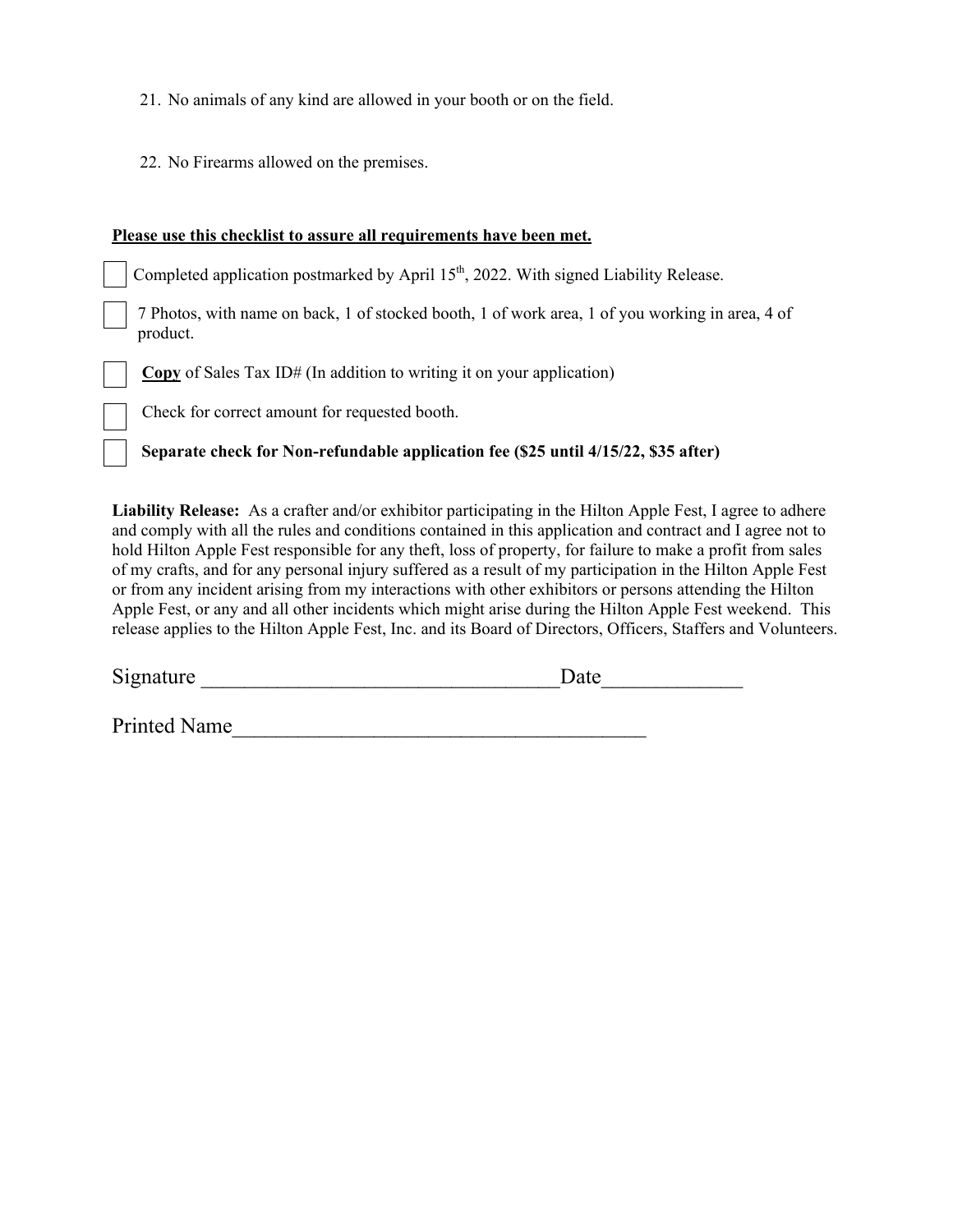21. No animals of any kind are allowed in your booth or on the field.

22. No Firearms allowed on the premises.

**Please use this checklist to assure all requirements have been met.**

- [ ] Completed application postmarked by April 15th, 2022. With signed Liability Release.
- [ ] 7 Photos, with name on back, 1 of stocked booth, 1 of work area, 1 of you working in area, 4 of product.
- [ ] **Copy** of Sales Tax ID# (In addition to writing it on your application)
- [ ] Check for correct amount for requested booth.
- [ ] **Separate check for Non-refundable application fee ($25 until 4/15/22, $35 after)**

**Liability Release:** As a crafter and/or exhibitor participating in the Hilton Apple Fest, I agree to adhere and comply with all the rules and conditions contained in this application and contract and I agree not to hold Hilton Apple Fest responsible for any theft, loss of property, for failure to make a profit from sales of my crafts, and for any personal injury suffered as a result of my participation in the Hilton Apple Fest or from any incident arising from my interactions with other exhibitors or persons attending the Hilton Apple Fest, or any and all other incidents which might arise during the Hilton Apple Fest weekend. This release applies to the Hilton Apple Fest, Inc. and its Board of Directors, Officers, Staffers and Volunteers.

Signature _________________________________Date_____________

Printed Name_______________________________________